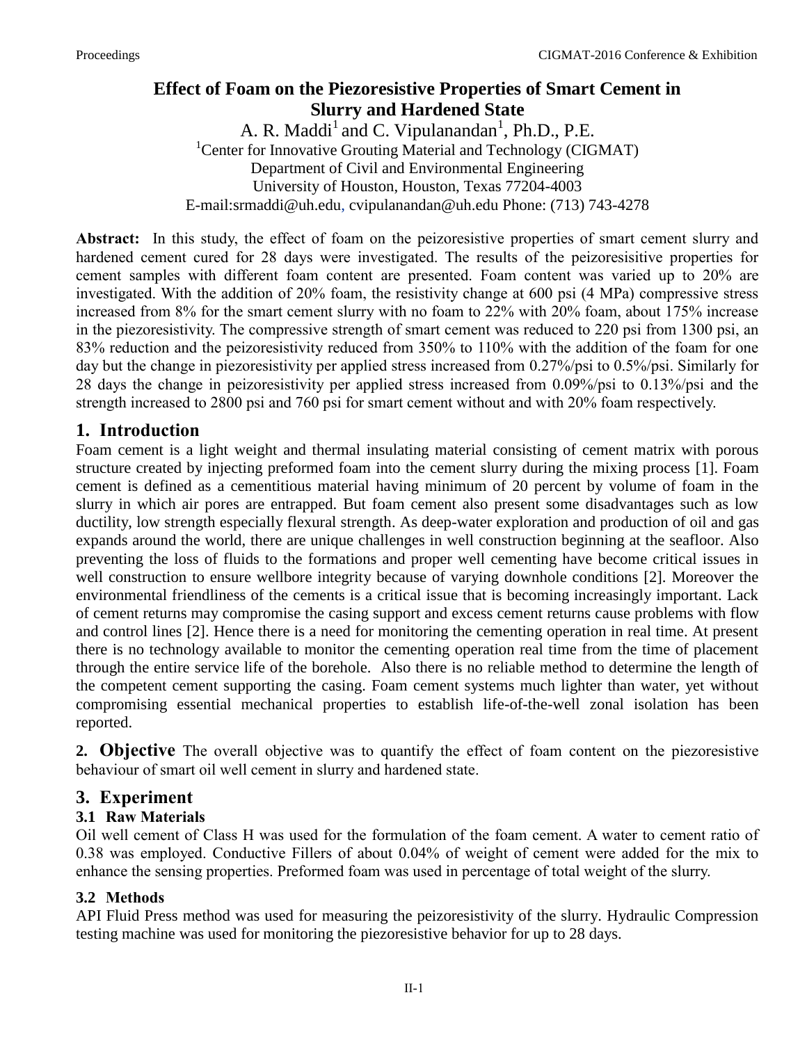# Effect of Foam on the Piezoresistive Properties of Smart Cement in Slurry and Hardened State

A. R. Maddi[1] and C. Vipulanandan[1], Ph.D., P.E.

[1]Center for Innovative Grouting Material and Technology (CIGMAT)
Department of Civil and Environmental Engineering
University of Houston, Houston, Texas 77204-4003
E-mail:srmaddi@uh.edu, cvipulanandan@uh.edu Phone: (713) 743-4278

**Abstract:** In this study, the effect of foam on the peizoresistive properties of smart cement slurry and hardened cement cured for 28 days were investigated. The results of the peizoresisitive properties for cement samples with different foam content are presented. Foam content was varied up to 20% are investigated. With the addition of 20% foam, the resistivity change at 600 psi (4 MPa) compressive stress increased from 8% for the smart cement slurry with no foam to 22% with 20% foam, about 175% increase in the piezoresistivity. The compressive strength of smart cement was reduced to 220 psi from 1300 psi, an 83% reduction and the peizoresistivity reduced from 350% to 110% with the addition of the foam for one day but the change in piezoresistivity per applied stress increased from 0.27%/psi to 0.5%/psi. Similarly for 28 days the change in peizoresistivity per applied stress increased from 0.09%/psi to 0.13%/psi and the strength increased to 2800 psi and 760 psi for smart cement without and with 20% foam respectively.

## 1. Introduction

Foam cement is a light weight and thermal insulating material consisting of cement matrix with porous structure created by injecting preformed foam into the cement slurry during the mixing process [1]. Foam cement is defined as a cementitious material having minimum of 20 percent by volume of foam in the slurry in which air pores are entrapped. But foam cement also present some disadvantages such as low ductility, low strength especially flexural strength. As deep-water exploration and production of oil and gas expands around the world, there are unique challenges in well construction beginning at the seafloor. Also preventing the loss of fluids to the formations and proper well cementing have become critical issues in well construction to ensure wellbore integrity because of varying downhole conditions [2]. Moreover the environmental friendliness of the cements is a critical issue that is becoming increasingly important. Lack of cement returns may compromise the casing support and excess cement returns cause problems with flow and control lines [2]. Hence there is a need for monitoring the cementing operation in real time. At present there is no technology available to monitor the cementing operation real time from the time of placement through the entire service life of the borehole. Also there is no reliable method to determine the length of the competent cement supporting the casing. Foam cement systems much lighter than water, yet without compromising essential mechanical properties to establish life-of-the-well zonal isolation has been reported.

## 2. Objective

The overall objective was to quantify the effect of foam content on the piezoresistive behaviour of smart oil well cement in slurry and hardened state.

## 3. Experiment

### 3.1 Raw Materials

Oil well cement of Class H was used for the formulation of the foam cement. A water to cement ratio of 0.38 was employed. Conductive Fillers of about 0.04% of weight of cement were added for the mix to enhance the sensing properties. Preformed foam was used in percentage of total weight of the slurry.

### 3.2 Methods

API Fluid Press method was used for measuring the peizoresistivity of the slurry. Hydraulic Compression testing machine was used for monitoring the piezoresistive behavior for up to 28 days.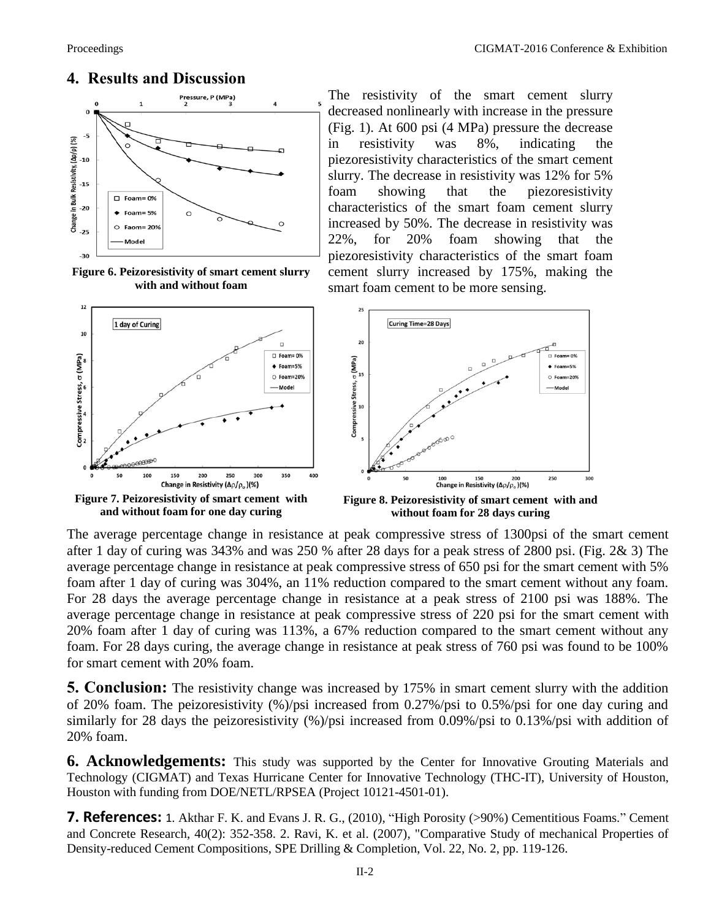## 4. Results and Discussion

Pressure, P (MPa)
0 1 2 3 4 5
0
-5
-10
-15
-20
-25
-30
Change in Bulk Resistivity, (Δρ/ρ) (%)
Foam= 0%
Foam= 5%
Faom= 20%
Model

**Figure 6. Peizoresistivity of smart cement slurry with and without foam**

The resistivity of the smart cement slurry decreased nonlinearly with increase in the pressure (Fig. 1). At 600 psi (4 MPa) pressure the decrease in resistivity was 8%, indicating the piezoresistivity characteristics of the smart cement slurry. The decrease in resistivity was 12% for 5% foam showing that the piezoresistivity characteristics of the smart foam cement slurry increased by 50%. The decrease in resistivity was 22%, for 20% foam showing that the piezoresistivity characteristics of the smart foam cement slurry increased by 175%, making the smart foam cement to be more sensing.

1 day of Curing
Compressive Stress, σ (MPa)
12
10
8
6
4
2
0
0 50 100 150 200 250 300 350 400
Change in Resistivity (Δρ/ρ$_o$)(%)
Foam= 0%
Foam=5%
Foam=20%
Model

**Figure 7. Peizoresistivity of smart cement with and without foam for one day curing**

Curing Time=28 Days
Compressive Stress, σ (MPa)
25
20
15
10
5
0
0 50 100 150 200 250 300
Change in Resistivity (Δρ/ρ$_o$)(%)
Foam=0%
Foam=5%
Foam=20%
Model

**Figure 8. Peizoresistivity of smart cement with and without foam for 28 days curing**

The average percentage change in resistance at peak compressive stress of 1300psi of the smart cement after 1 day of curing was 343% and was 250 % after 28 days for a peak stress of 2800 psi. (Fig. 2& 3) The average percentage change in resistance at peak compressive stress of 650 psi for the smart cement with 5% foam after 1 day of curing was 304%, an 11% reduction compared to the smart cement without any foam. For 28 days the average percentage change in resistance at a peak stress of 2100 psi was 188%. The average percentage change in resistance at peak compressive stress of 220 psi for the smart cement with 20% foam after 1 day of curing was 113%, a 67% reduction compared to the smart cement without any foam. For 28 days curing, the average change in resistance at peak stress of 760 psi was found to be 100% for smart cement with 20% foam.

**5. Conclusion:** The resistivity change was increased by 175% in smart cement slurry with the addition of 20% foam. The peizoresistivity (%)/psi increased from 0.27%/psi to 0.5%/psi for one day curing and similarly for 28 days the peizoresistivity (%)/psi increased from 0.09%/psi to 0.13%/psi with addition of 20% foam.

**6. Acknowledgements:** This study was supported by the Center for Innovative Grouting Materials and Technology (CIGMAT) and Texas Hurricane Center for Innovative Technology (THC-IT), University of Houston, Houston with funding from DOE/NETL/RPSEA (Project 10121-4501-01).

**7. References:** 1. Akthar F. K. and Evans J. R. G., (2010), "High Porosity (>90%) Cementitious Foams." Cement and Concrete Research, 40(2): 352-358. 2. Ravi, K. et al. (2007), "Comparative Study of mechanical Properties of Density-reduced Cement Compositions, SPE Drilling & Completion, Vol. 22, No. 2, pp. 119-126.